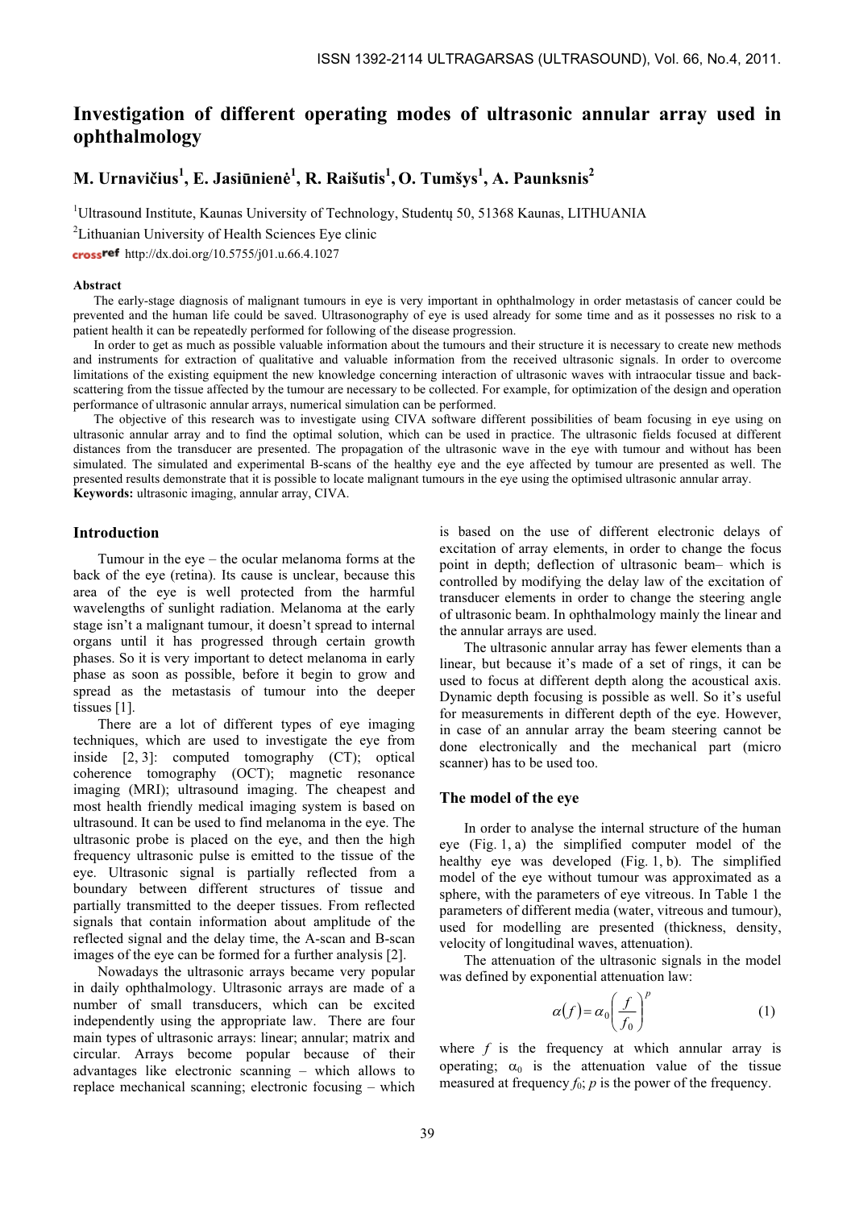# Investigation of different operating modes of ultrasonic annular array used in ophthalmology

**M. Urnavičius[1], E. Jasiūnienė[1], R. Raišutis[1], O. Tumšys[1], A. Paunksnis[2]**

[1]Ultrasound Institute, Kaunas University of Technology, Studentų 50, 51368 Kaunas, LITHUANIA

[2]Lithuanian University of Health Sciences Eye clinic

crossref http://dx.doi.org/10.5755/j01.u.66.4.1027

### Abstract

The early-stage diagnosis of malignant tumours in eye is very important in ophthalmology in order metastasis of cancer could be prevented and the human life could be saved. Ultrasonography of eye is used already for some time and as it possesses no risk to a patient health it can be repeatedly performed for following of the disease progression.

In order to get as much as possible valuable information about the tumours and their structure it is necessary to create new methods and instruments for extraction of qualitative and valuable information from the received ultrasonic signals. In order to overcome limitations of the existing equipment the new knowledge concerning interaction of ultrasonic waves with intraocular tissue and back-scattering from the tissue affected by the tumour are necessary to be collected. For example, for optimization of the design and operation performance of ultrasonic annular arrays, numerical simulation can be performed.

The objective of this research was to investigate using CIVA software different possibilities of beam focusing in eye using on ultrasonic annular array and to find the optimal solution, which can be used in practice. The ultrasonic fields focused at different distances from the transducer are presented. The propagation of the ultrasonic wave in the eye with tumour and without has been simulated. The simulated and experimental B-scans of the healthy eye and the eye affected by tumour are presented as well. The presented results demonstrate that it is possible to locate malignant tumours in the eye using the optimised ultrasonic annular array.

**Keywords:** ultrasonic imaging, annular array, CIVA.

## Introduction

Tumour in the eye – the ocular melanoma forms at the back of the eye (retina). Its cause is unclear, because this area of the eye is well protected from the harmful wavelengths of sunlight radiation. Melanoma at the early stage isn't a malignant tumour, it doesn't spread to internal organs until it has progressed through certain growth phases. So it is very important to detect melanoma in early phase as soon as possible, before it begin to grow and spread as the metastasis of tumour into the deeper tissues [1].

There are a lot of different types of eye imaging techniques, which are used to investigate the eye from inside [2, 3]: computed tomography (CT); optical coherence tomography (OCT); magnetic resonance imaging (MRI); ultrasound imaging. The cheapest and most health friendly medical imaging system is based on ultrasound. It can be used to find melanoma in the eye. The ultrasonic probe is placed on the eye, and then the high frequency ultrasonic pulse is emitted to the tissue of the eye. Ultrasonic signal is partially reflected from a boundary between different structures of tissue and partially transmitted to the deeper tissues. From reflected signals that contain information about amplitude of the reflected signal and the delay time, the A-scan and B-scan images of the eye can be formed for a further analysis [2].

Nowadays the ultrasonic arrays became very popular in daily ophthalmology. Ultrasonic arrays are made of a number of small transducers, which can be excited independently using the appropriate law. There are four main types of ultrasonic arrays: linear; annular; matrix and circular. Arrays become popular because of their advantages like electronic scanning – which allows to replace mechanical scanning; electronic focusing – which is based on the use of different electronic delays of excitation of array elements, in order to change the focus point in depth; deflection of ultrasonic beam– which is controlled by modifying the delay law of the excitation of transducer elements in order to change the steering angle of ultrasonic beam. In ophthalmology mainly the linear and the annular arrays are used.

The ultrasonic annular array has fewer elements than a linear, but because it's made of a set of rings, it can be used to focus at different depth along the acoustical axis. Dynamic depth focusing is possible as well. So it's useful for measurements in different depth of the eye. However, in case of an annular array the beam steering cannot be done electronically and the mechanical part (micro scanner) has to be used too.

## The model of the eye

In order to analyse the internal structure of the human eye (Fig. 1, a) the simplified computer model of the healthy eye was developed (Fig. 1, b). The simplified model of the eye without tumour was approximated as a sphere, with the parameters of eye vitreous. In Table 1 the parameters of different media (water, vitreous and tumour), used for modelling are presented (thickness, density, velocity of longitudinal waves, attenuation).

The attenuation of the ultrasonic signals in the model was defined by exponential attenuation law:

$$\alpha(f) = \alpha_0 \left( \frac{f}{f_0} \right)^p \tag{1}$$

where $f$ is the frequency at which annular array is operating; $\alpha_0$ is the attenuation value of the tissue measured at frequency $f_0$; $p$ is the power of the frequency.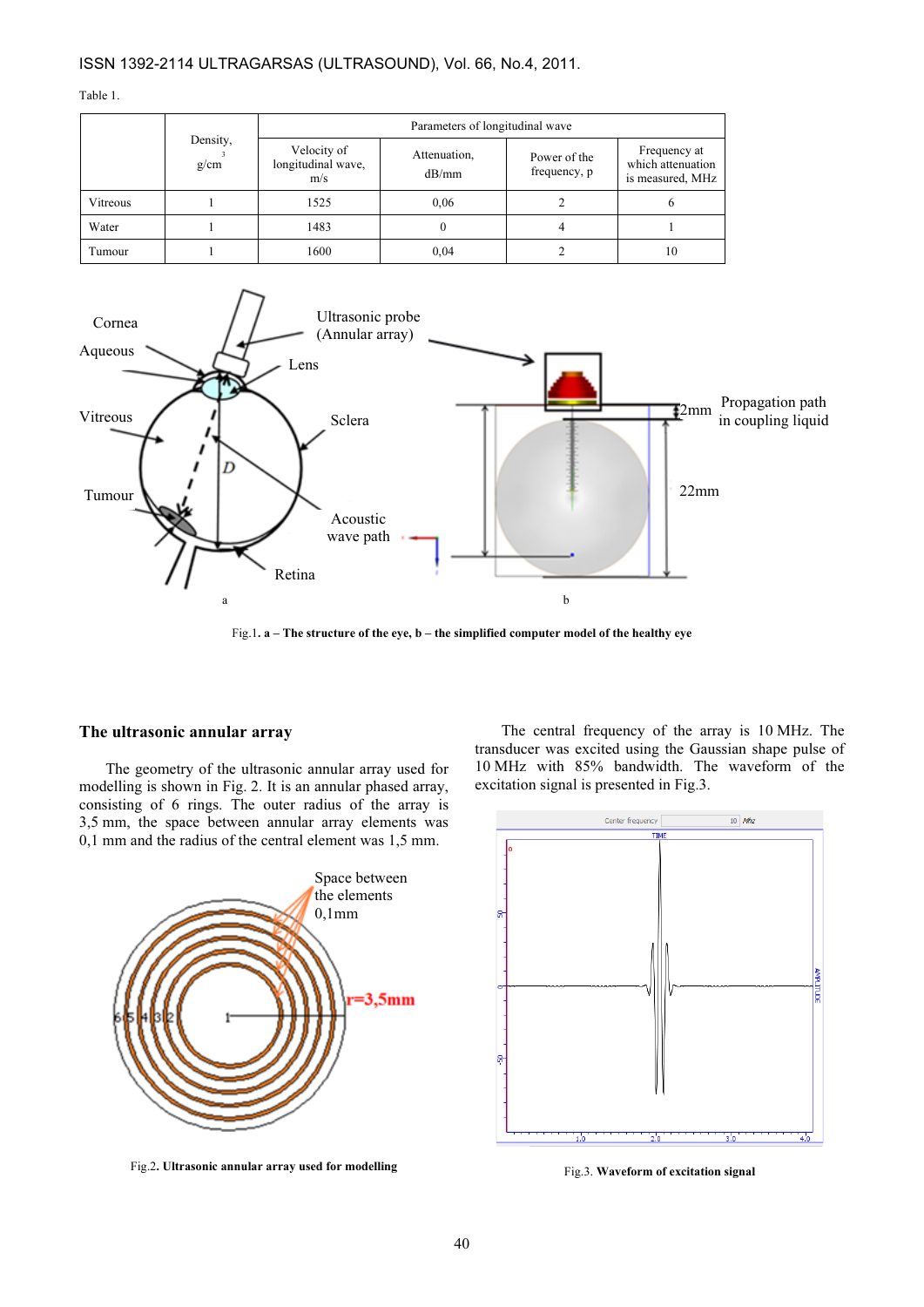Table 1.

| | Density, g/cm$^3$ | Parameters of longitudinal wave | | | |
|---|---|---|---|---|---|
| | | Velocity of longitudinal wave, m/s | Attenuation, dB/mm | Power of the frequency, p | Frequency at which attenuation is measured, MHz |
| Vitreous | 1 | 1525 | 0,06 | 2 | 6 |
| Water | 1 | 1483 | 0 | 4 | 1 |
| Tumour | 1 | 1600 | 0,04 | 2 | 10 |

Fig.1. **a – The structure of the eye, b – the simplified computer model of the healthy eye**

## The ultrasonic annular array

The geometry of the ultrasonic annular array used for modelling is shown in Fig. 2. It is an annular phased array, consisting of 6 rings. The outer radius of the array is 3,5 mm, the space between annular array elements was 0,1 mm and the radius of the central element was 1,5 mm.

Fig.2. **Ultrasonic annular array used for modelling**

The central frequency of the array is 10 MHz. The transducer was excited using the Gaussian shape pulse of 10 MHz with 85% bandwidth. The waveform of the excitation signal is presented in Fig.3.

Fig.3. **Waveform of excitation signal**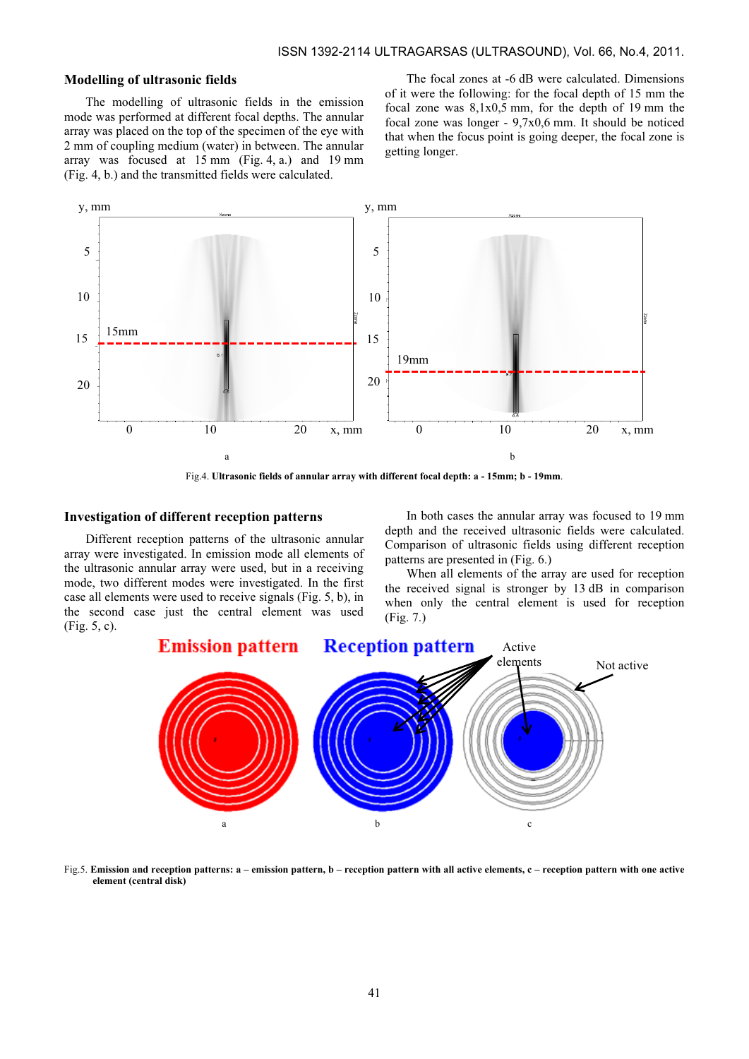## Modelling of ultrasonic fields

The modelling of ultrasonic fields in the emission mode was performed at different focal depths. The annular array was placed on the top of the specimen of the eye with 2 mm of coupling medium (water) in between. The annular array was focused at 15 mm (Fig. 4, a.) and 19 mm (Fig. 4, b.) and the transmitted fields were calculated.

The focal zones at -6 dB were calculated. Dimensions of it were the following: for the focal depth of 15 mm the focal zone was 8,1x0,5 mm, for the depth of 19 mm the focal zone was longer - 9,7x0,6 mm. It should be noticed that when the focus point is going deeper, the focal zone is getting longer.

Fig.4. **Ultrasonic fields of annular array with different focal depth: a - 15mm; b - 19mm.**

## Investigation of different reception patterns

Different reception patterns of the ultrasonic annular array were investigated. In emission mode all elements of the ultrasonic annular array were used, but in a receiving mode, two different modes were investigated. In the first case all elements were used to receive signals (Fig. 5, b), in the second case just the central element was used (Fig. 5, c).

In both cases the annular array was focused to 19 mm depth and the received ultrasonic fields were calculated. Comparison of ultrasonic fields using different reception patterns are presented in (Fig. 6.)

When all elements of the array are used for reception the received signal is stronger by 13 dB in comparison when only the central element is used for reception (Fig. 7.)

Fig.5. **Emission and reception patterns: a – emission pattern, b – reception pattern with all active elements, c – reception pattern with one active element (central disk)**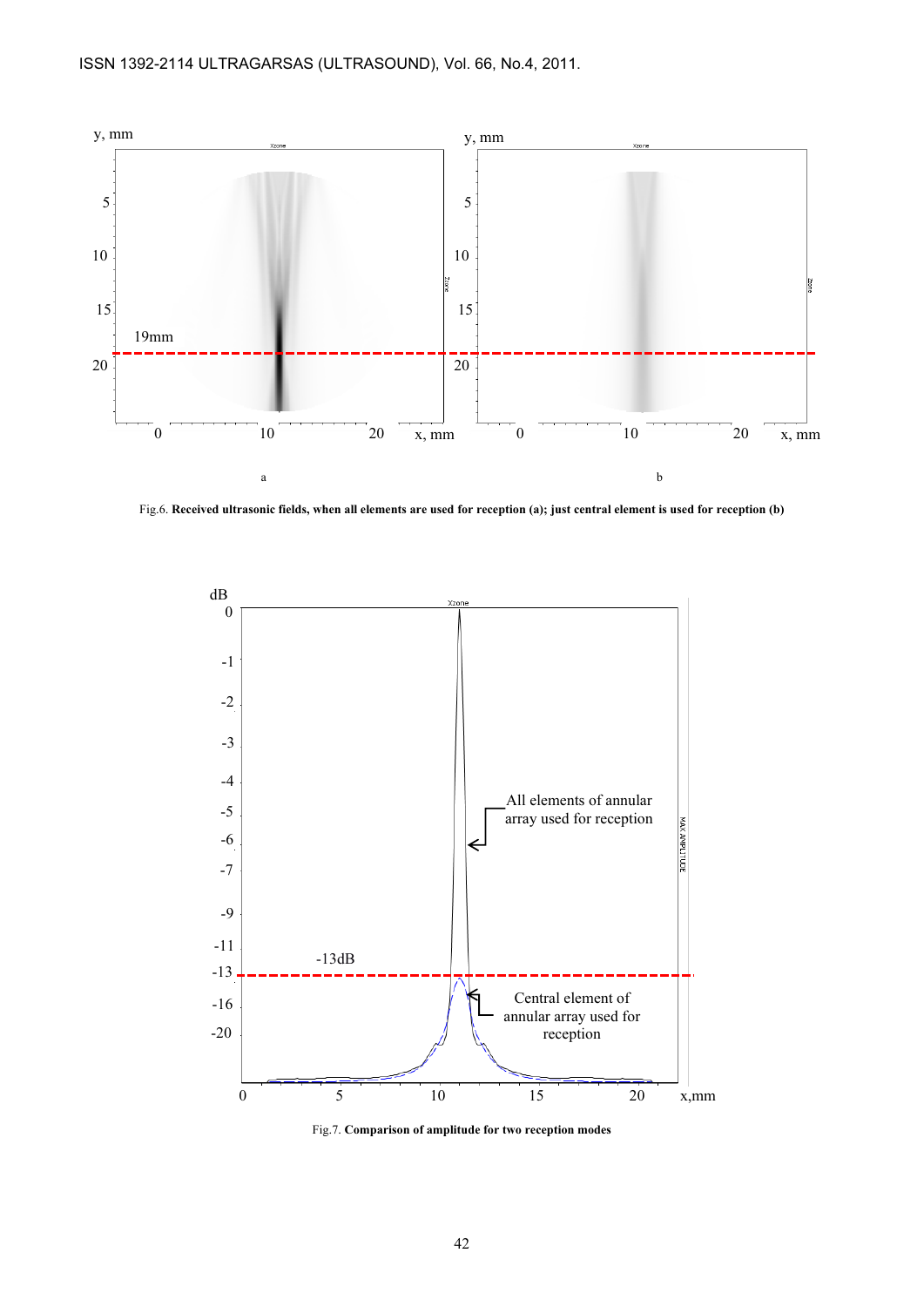Fig.6. **Received ultrasonic fields, when all elements are used for reception (a); just central element is used for reception (b)**

Fig.7. **Comparison of amplitude for two reception modes**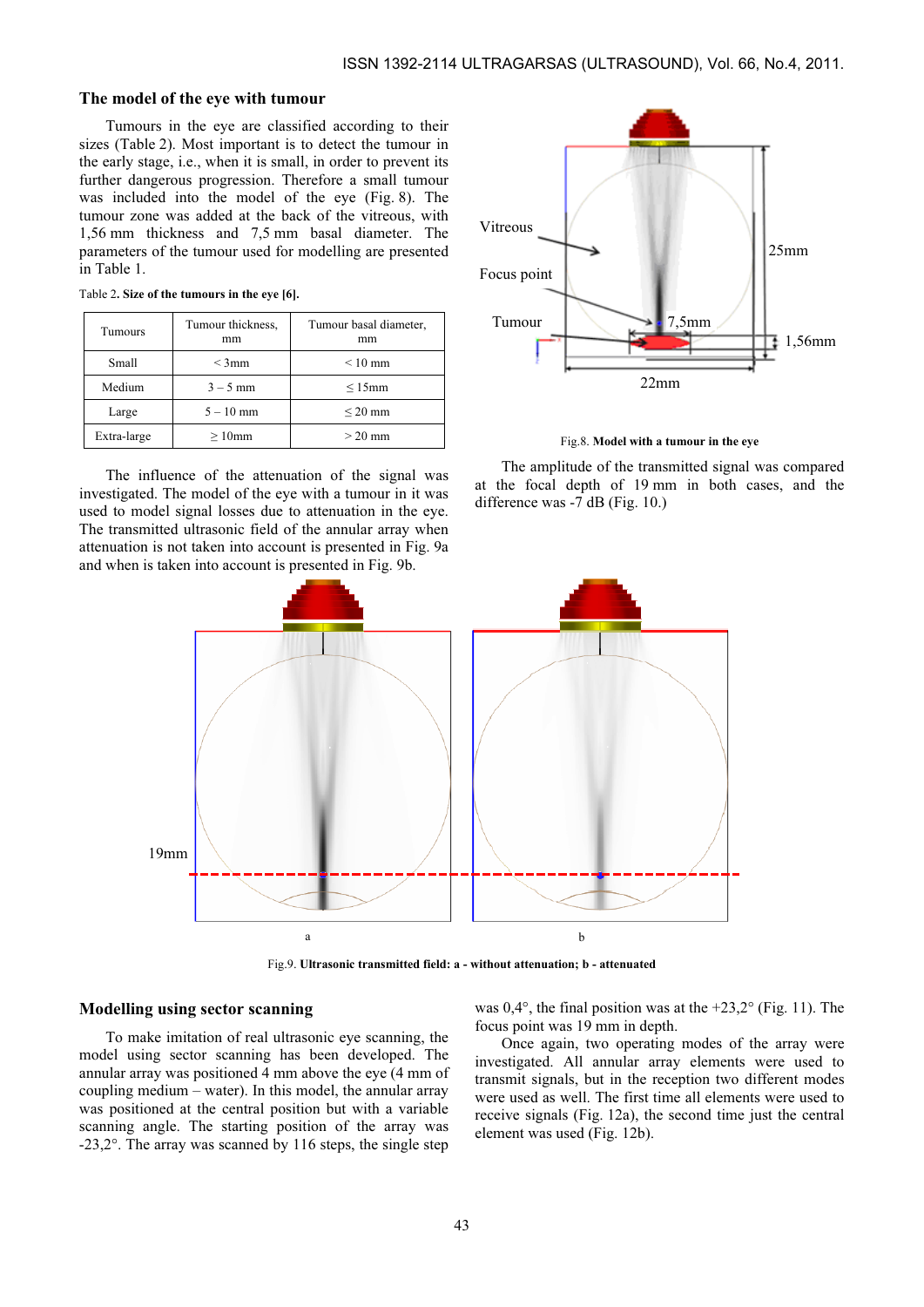### The model of the eye with tumour

Tumours in the eye are classified according to their sizes (Table 2). Most important is to detect the tumour in the early stage, i.e., when it is small, in order to prevent its further dangerous progression. Therefore a small tumour was included into the model of the eye (Fig. 8). The tumour zone was added at the back of the vitreous, with 1,56 mm thickness and 7,5 mm basal diameter. The parameters of the tumour used for modelling are presented in Table 1.

Table 2. **Size of the tumours in the eye [6].**

| Tumours | Tumour thickness, mm | Tumour basal diameter, mm |
|---|---|---|
| Small | < 3mm | < 10 mm |
| Medium | 3 – 5 mm | ≤ 15mm |
| Large | 5 – 10 mm | ≤ 20 mm |
| Extra-large | ≥ 10mm | > 20 mm |

The influence of the attenuation of the signal was investigated. The model of the eye with a tumour in it was used to model signal losses due to attenuation in the eye. The transmitted ultrasonic field of the annular array when attenuation is not taken into account is presented in Fig. 9a and when is taken into account is presented in Fig. 9b.

Fig.8. **Model with a tumour in the eye**

The amplitude of the transmitted signal was compared at the focal depth of 19 mm in both cases, and the difference was -7 dB (Fig. 10.)

Fig.9. **Ultrasonic transmitted field: a - without attenuation; b - attenuated**

### Modelling using sector scanning

To make imitation of real ultrasonic eye scanning, the model using sector scanning has been developed. The annular array was positioned 4 mm above the eye (4 mm of coupling medium – water). In this model, the annular array was positioned at the central position but with a variable scanning angle. The starting position of the array was -23,2°. The array was scanned by 116 steps, the single step was 0,4°, the final position was at the +23,2° (Fig. 11). The focus point was 19 mm in depth.

Once again, two operating modes of the array were investigated. All annular array elements were used to transmit signals, but in the reception two different modes were used as well. The first time all elements were used to receive signals (Fig. 12a), the second time just the central element was used (Fig. 12b).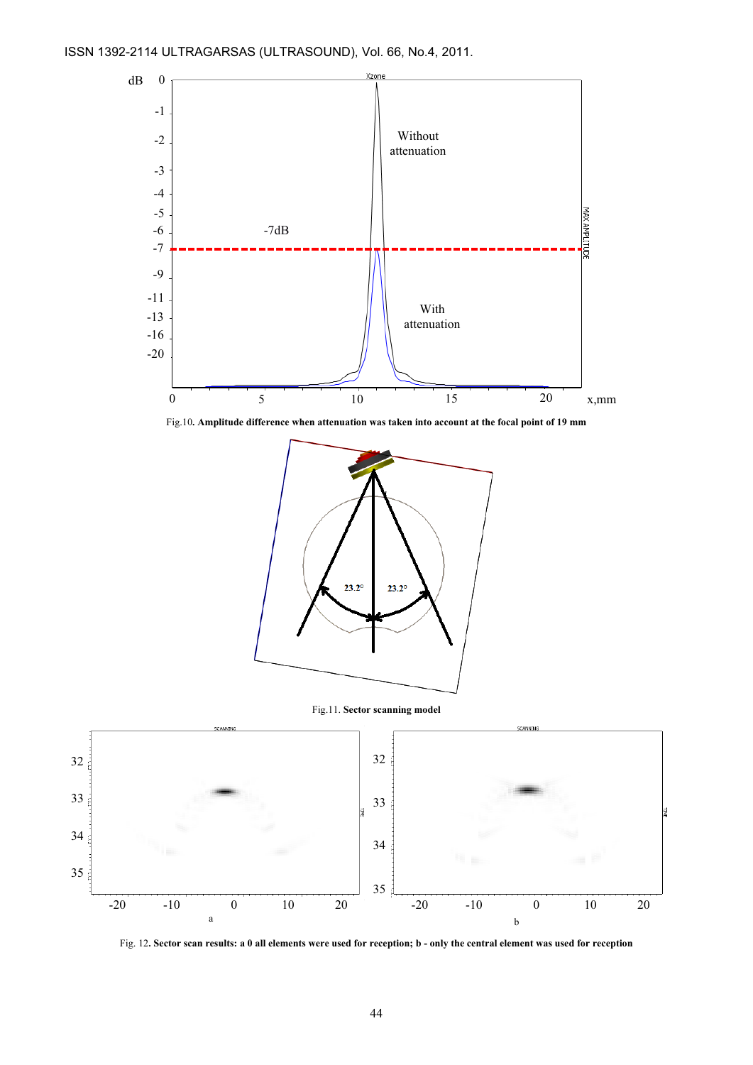Fig.10. **Amplitude difference when attenuation was taken into account at the focal point of 19 mm**

Fig.11. **Sector scanning model**

Fig. 12**. Sector scan results: a 0 all elements were used for reception; b - only the central element was used for reception**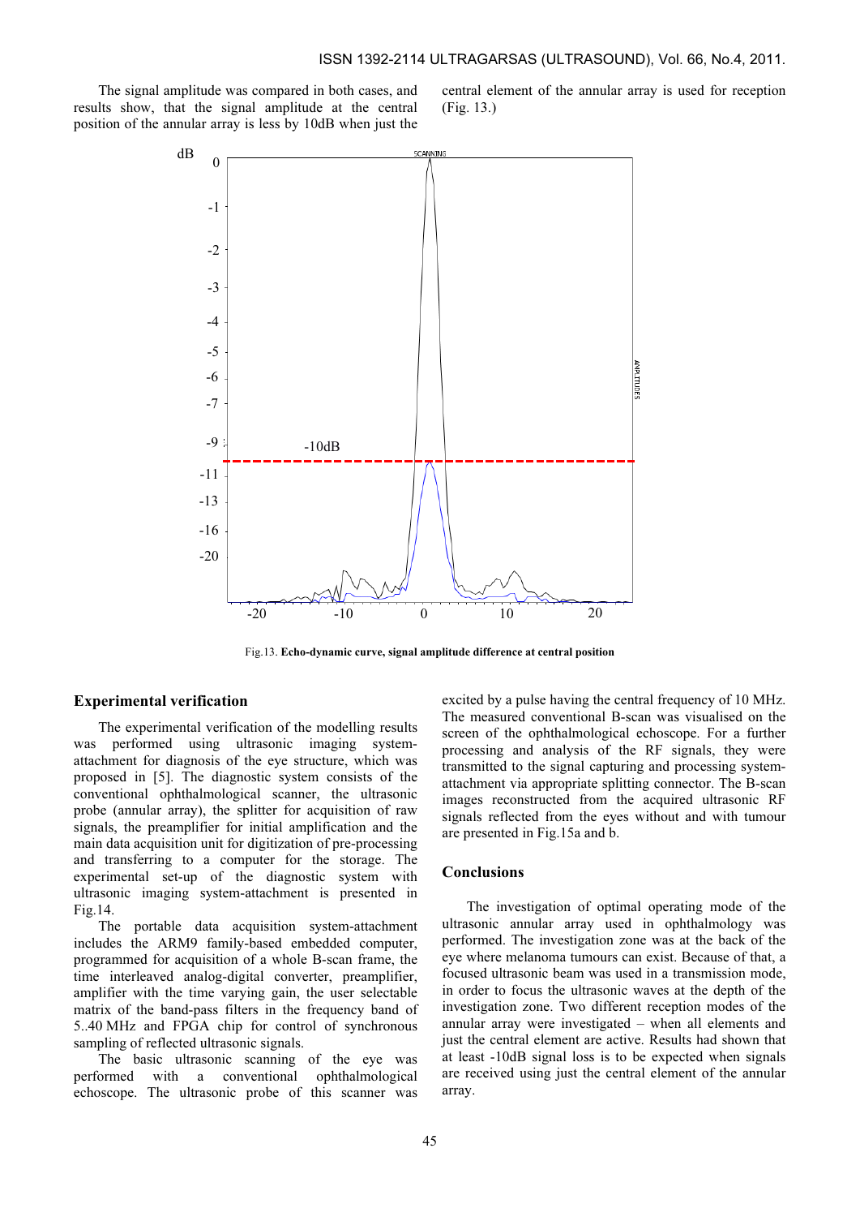The signal amplitude was compared in both cases, and results show, that the signal amplitude at the central position of the annular array is less by 10dB when just the central element of the annular array is used for reception (Fig. 13.)

Fig.13. **Echo-dynamic curve, signal amplitude difference at central position**

## Experimental verification

The experimental verification of the modelling results was performed using ultrasonic imaging system-attachment for diagnosis of the eye structure, which was proposed in [5]. The diagnostic system consists of the conventional ophthalmological scanner, the ultrasonic probe (annular array), the splitter for acquisition of raw signals, the preamplifier for initial amplification and the main data acquisition unit for digitization of pre-processing and transferring to a computer for the storage. The experimental set-up of the diagnostic system with ultrasonic imaging system-attachment is presented in Fig.14.

The portable data acquisition system-attachment includes the ARM9 family-based embedded computer, programmed for acquisition of a whole B-scan frame, the time interleaved analog-digital converter, preamplifier, amplifier with the time varying gain, the user selectable matrix of the band-pass filters in the frequency band of 5..40 MHz and FPGA chip for control of synchronous sampling of reflected ultrasonic signals.

The basic ultrasonic scanning of the eye was performed with a conventional ophthalmological echoscope. The ultrasonic probe of this scanner was excited by a pulse having the central frequency of 10 MHz. The measured conventional B-scan was visualised on the screen of the ophthalmological echoscope. For a further processing and analysis of the RF signals, they were transmitted to the signal capturing and processing system-attachment via appropriate splitting connector. The B-scan images reconstructed from the acquired ultrasonic RF signals reflected from the eyes without and with tumour are presented in Fig.15a and b.

## Conclusions

The investigation of optimal operating mode of the ultrasonic annular array used in ophthalmology was performed. The investigation zone was at the back of the eye where melanoma tumours can exist. Because of that, a focused ultrasonic beam was used in a transmission mode, in order to focus the ultrasonic waves at the depth of the investigation zone. Two different reception modes of the annular array were investigated – when all elements and just the central element are active. Results had shown that at least -10dB signal loss is to be expected when signals are received using just the central element of the annular array.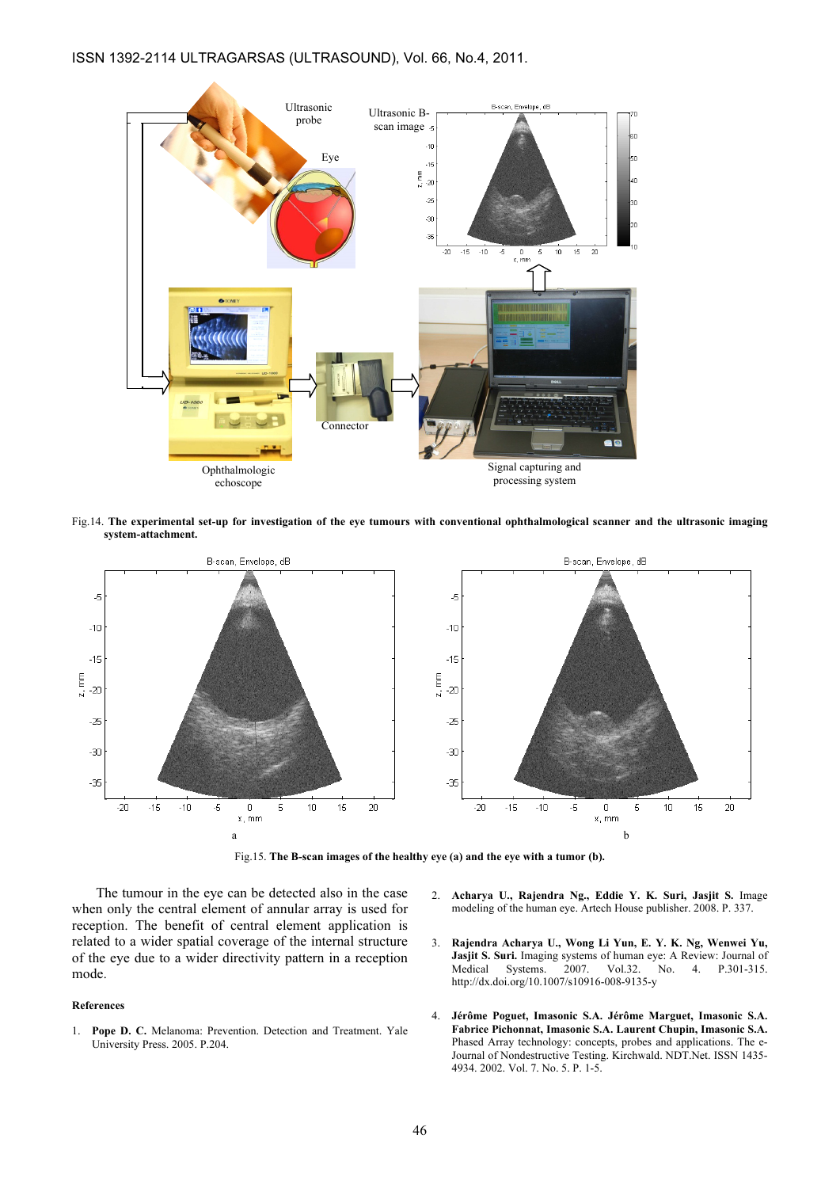Fig.14. **The experimental set-up for investigation of the eye tumours with conventional ophthalmological scanner and the ultrasonic imaging system-attachment.**

Fig.15. **The B-scan images of the healthy eye (a) and the eye with a tumor (b).**

The tumour in the eye can be detected also in the case when only the central element of annular array is used for reception. The benefit of central element application is related to a wider spatial coverage of the internal structure of the eye due to a wider directivity pattern in a reception mode.

### References

1. **Pope D. C.** Melanoma: Prevention. Detection and Treatment. Yale University Press. 2005. P.204.
2. **Acharya U., Rajendra Ng., Eddie Y. K. Suri, Jasjit S.** Image modeling of the human eye. Artech House publisher. 2008. P. 337.
3. **Rajendra Acharya U., Wong Li Yun, E. Y. K. Ng, Wenwei Yu, Jasjit S. Suri.** Imaging systems of human eye: A Review: Journal of Medical Systems. 2007. Vol.32. No. 4. P.301-315. http://dx.doi.org/10.1007/s10916-008-9135-y
4. **Jérôme Poguet, Imasonic S.A. Jérôme Marguet, Imasonic S.A. Fabrice Pichonnat, Imasonic S.A. Laurent Chupin, Imasonic S.A.** Phased Array technology: concepts, probes and applications. The e-Journal of Nondestructive Testing. Kirchwald. NDT.Net. ISSN 1435-4934. 2002. Vol. 7. No. 5. P. 1-5.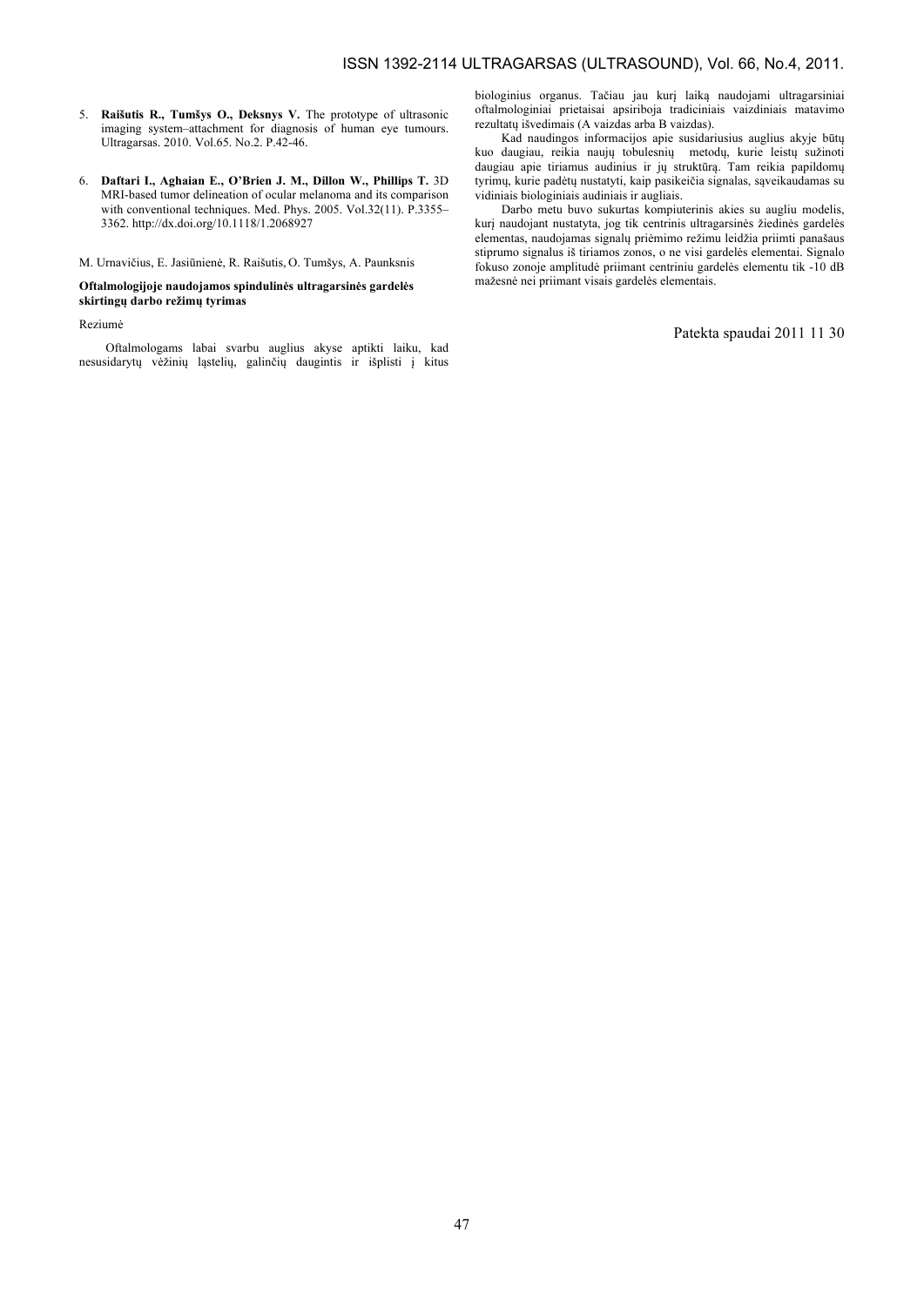5. **Raišutis R., Tumšys O., Deksnys V.** The prototype of ultrasonic imaging system–attachment for diagnosis of human eye tumours. Ultragarsas. 2010. Vol.65. No.2. P.42-46.

6. **Daftari I., Aghaian E., O'Brien J. M., Dillon W., Phillips T.** 3D MRI-based tumor delineation of ocular melanoma and its comparison with conventional techniques. Med. Phys. 2005. Vol.32(11). P.3355–3362. http://dx.doi.org/10.1118/1.2068927

M. Urnavičius, E. Jasiūnienė, R. Raišutis, O. Tumšys, A. Paunksnis

**Oftalmologijoje naudojamos spindulinės ultragarsinės gardelės skirtingų darbo režimų tyrimas**

Reziumė

Oftalmologams labai svarbu auglius akyse aptikti laiku, kad nesusidarytų vėžinių ląstelių, galinčių daugintis ir išplisti į kitus biologinius organus. Tačiau jau kurį laiką naudojami ultragarsiniai oftalmologiniai prietaisai apsiriboja tradiciniais vaizdiniais matavimo rezultatų išvedimais (A vaizdas arba B vaizdas).

Kad naudingos informacijos apie susidariusius auglius akyje būtų kuo daugiau, reikia naujų tobulesnių metodų, kurie leistų sužinoti daugiau apie tiriamus audinius ir jų struktūrą. Tam reikia papildomų tyrimų, kurie padėtų nustatyti, kaip pasikeičia signalas, sąveikaudamas su vidiniais biologiniais audiniais ir augliais.

Darbo metu buvo sukurtas kompiuterinis akies su augliu modelis, kurį naudojant nustatyta, jog tik centrinis ultragarsinės žiedinės gardelės elementas, naudojamas signalų priėmimo režimu leidžia priimti panašaus stiprumo signalus iš tiriamos zonos, o ne visi gardelės elementai. Signalo fokuso zonoje amplitudė priimant centriniu gardelės elementu tik -10 dB mažesnė nei priimant visais gardelės elementais.

Pateikta spaudai 2011 11 30